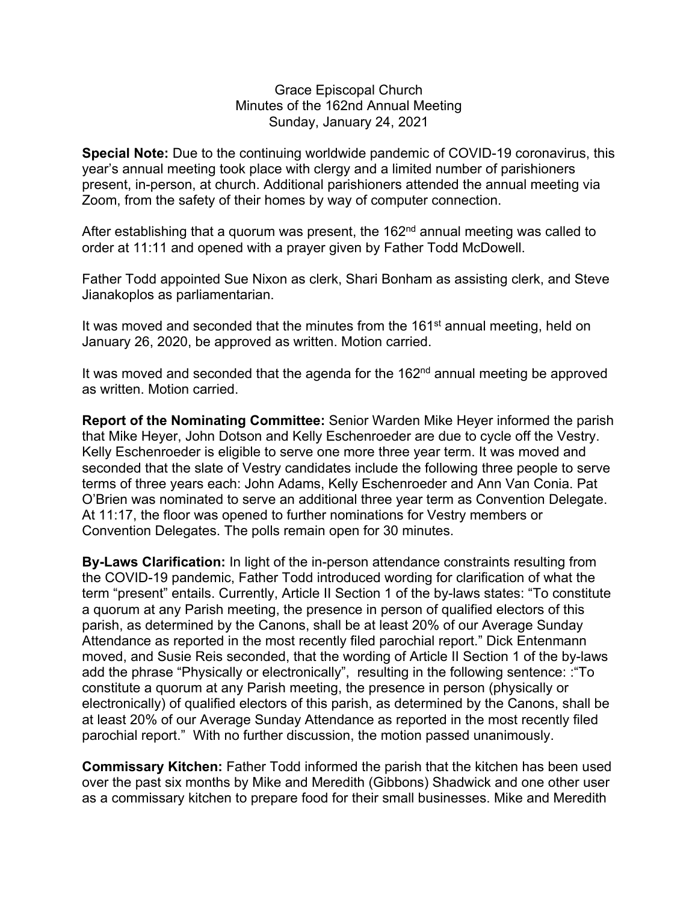Grace Episcopal Church
Minutes of the 162nd Annual Meeting
Sunday, January 24, 2021

**Special Note:** Due to the continuing worldwide pandemic of COVID-19 coronavirus, this year's annual meeting took place with clergy and a limited number of parishioners present, in-person, at church. Additional parishioners attended the annual meeting via Zoom, from the safety of their homes by way of computer connection.

After establishing that a quorum was present, the 162nd annual meeting was called to order at 11:11 and opened with a prayer given by Father Todd McDowell.

Father Todd appointed Sue Nixon as clerk, Shari Bonham as assisting clerk, and Steve Jianakoplos as parliamentarian.

It was moved and seconded that the minutes from the 161st annual meeting, held on January 26, 2020, be approved as written. Motion carried.

It was moved and seconded that the agenda for the 162nd annual meeting be approved as written. Motion carried.

**Report of the Nominating Committee:** Senior Warden Mike Heyer informed the parish that Mike Heyer, John Dotson and Kelly Eschenroeder are due to cycle off the Vestry. Kelly Eschenroeder is eligible to serve one more three year term. It was moved and seconded that the slate of Vestry candidates include the following three people to serve terms of three years each: John Adams, Kelly Eschenroeder and Ann Van Conia. Pat O'Brien was nominated to serve an additional three year term as Convention Delegate. At 11:17, the floor was opened to further nominations for Vestry members or Convention Delegates. The polls remain open for 30 minutes.

**By-Laws Clarification:** In light of the in-person attendance constraints resulting from the COVID-19 pandemic, Father Todd introduced wording for clarification of what the term "present" entails. Currently, Article II Section 1 of the by-laws states: "To constitute a quorum at any Parish meeting, the presence in person of qualified electors of this parish, as determined by the Canons, shall be at least 20% of our Average Sunday Attendance as reported in the most recently filed parochial report." Dick Entenmann moved, and Susie Reis seconded, that the wording of Article II Section 1 of the by-laws add the phrase "Physically or electronically", resulting in the following sentence: :"To constitute a quorum at any Parish meeting, the presence in person (physically or electronically) of qualified electors of this parish, as determined by the Canons, shall be at least 20% of our Average Sunday Attendance as reported in the most recently filed parochial report." With no further discussion, the motion passed unanimously.

**Commissary Kitchen:** Father Todd informed the parish that the kitchen has been used over the past six months by Mike and Meredith (Gibbons) Shadwick and one other user as a commissary kitchen to prepare food for their small businesses. Mike and Meredith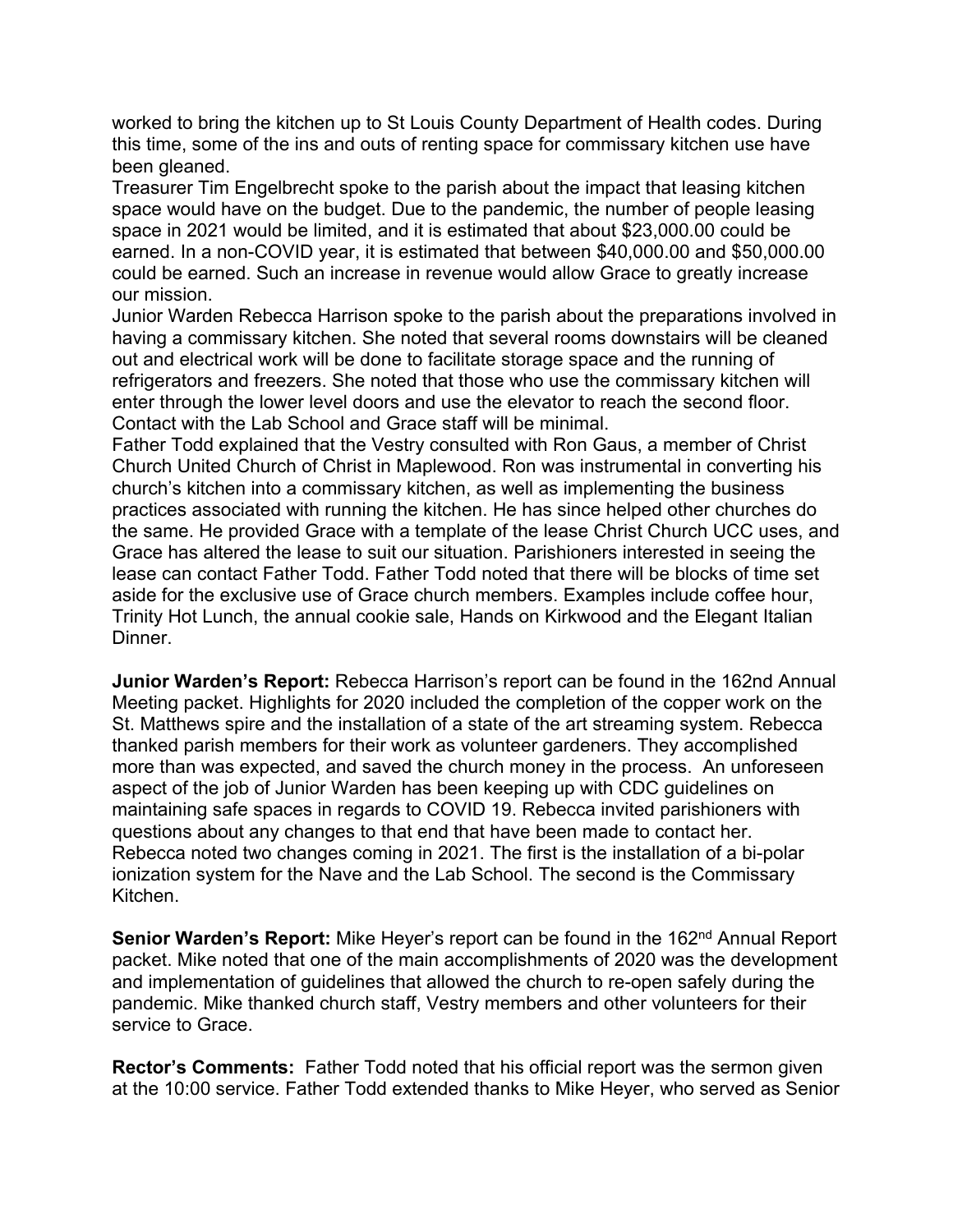worked to bring the kitchen up to St Louis County Department of Health codes. During this time, some of the ins and outs of renting space for commissary kitchen use have been gleaned.

Treasurer Tim Engelbrecht spoke to the parish about the impact that leasing kitchen space would have on the budget. Due to the pandemic, the number of people leasing space in 2021 would be limited, and it is estimated that about $23,000.00 could be earned. In a non-COVID year, it is estimated that between $40,000.00 and $50,000.00 could be earned. Such an increase in revenue would allow Grace to greatly increase our mission.

Junior Warden Rebecca Harrison spoke to the parish about the preparations involved in having a commissary kitchen. She noted that several rooms downstairs will be cleaned out and electrical work will be done to facilitate storage space and the running of refrigerators and freezers. She noted that those who use the commissary kitchen will enter through the lower level doors and use the elevator to reach the second floor. Contact with the Lab School and Grace staff will be minimal.

Father Todd explained that the Vestry consulted with Ron Gaus, a member of Christ Church United Church of Christ in Maplewood. Ron was instrumental in converting his church's kitchen into a commissary kitchen, as well as implementing the business practices associated with running the kitchen. He has since helped other churches do the same. He provided Grace with a template of the lease Christ Church UCC uses, and Grace has altered the lease to suit our situation. Parishioners interested in seeing the lease can contact Father Todd. Father Todd noted that there will be blocks of time set aside for the exclusive use of Grace church members. Examples include coffee hour, Trinity Hot Lunch, the annual cookie sale, Hands on Kirkwood and the Elegant Italian Dinner.

**Junior Warden's Report:** Rebecca Harrison's report can be found in the 162nd Annual Meeting packet. Highlights for 2020 included the completion of the copper work on the St. Matthews spire and the installation of a state of the art streaming system. Rebecca thanked parish members for their work as volunteer gardeners. They accomplished more than was expected, and saved the church money in the process. An unforeseen aspect of the job of Junior Warden has been keeping up with CDC guidelines on maintaining safe spaces in regards to COVID 19. Rebecca invited parishioners with questions about any changes to that end that have been made to contact her. Rebecca noted two changes coming in 2021. The first is the installation of a bi-polar ionization system for the Nave and the Lab School. The second is the Commissary Kitchen.

**Senior Warden's Report:** Mike Heyer's report can be found in the 162nd Annual Report packet. Mike noted that one of the main accomplishments of 2020 was the development and implementation of guidelines that allowed the church to re-open safely during the pandemic. Mike thanked church staff, Vestry members and other volunteers for their service to Grace.

**Rector's Comments:** Father Todd noted that his official report was the sermon given at the 10:00 service. Father Todd extended thanks to Mike Heyer, who served as Senior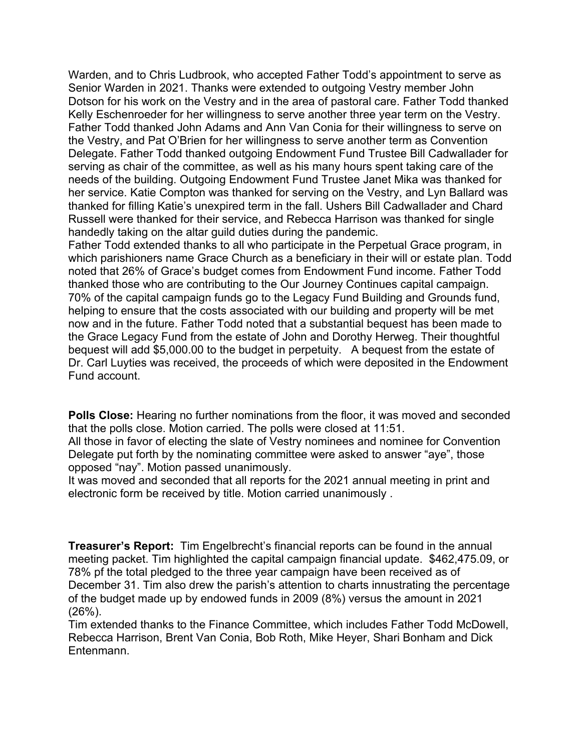Warden, and to Chris Ludbrook, who accepted Father Todd's appointment to serve as Senior Warden in 2021. Thanks were extended to outgoing Vestry member John Dotson for his work on the Vestry and in the area of pastoral care. Father Todd thanked Kelly Eschenroeder for her willingness to serve another three year term on the Vestry. Father Todd thanked John Adams and Ann Van Conia for their willingness to serve on the Vestry, and Pat O'Brien for her willingness to serve another term as Convention Delegate. Father Todd thanked outgoing Endowment Fund Trustee Bill Cadwallader for serving as chair of the committee, as well as his many hours spent taking care of the needs of the building. Outgoing Endowment Fund Trustee Janet Mika was thanked for her service. Katie Compton was thanked for serving on the Vestry, and Lyn Ballard was thanked for filling Katie's unexpired term in the fall. Ushers Bill Cadwallader and Chard Russell were thanked for their service, and Rebecca Harrison was thanked for single handedly taking on the altar guild duties during the pandemic.

Father Todd extended thanks to all who participate in the Perpetual Grace program, in which parishioners name Grace Church as a beneficiary in their will or estate plan. Todd noted that 26% of Grace's budget comes from Endowment Fund income. Father Todd thanked those who are contributing to the Our Journey Continues capital campaign. 70% of the capital campaign funds go to the Legacy Fund Building and Grounds fund, helping to ensure that the costs associated with our building and property will be met now and in the future. Father Todd noted that a substantial bequest has been made to the Grace Legacy Fund from the estate of John and Dorothy Herweg. Their thoughtful bequest will add $5,000.00 to the budget in perpetuity. A bequest from the estate of Dr. Carl Luyties was received, the proceeds of which were deposited in the Endowment Fund account.

**Polls Close:** Hearing no further nominations from the floor, it was moved and seconded that the polls close. Motion carried. The polls were closed at 11:51.

All those in favor of electing the slate of Vestry nominees and nominee for Convention Delegate put forth by the nominating committee were asked to answer "aye", those opposed "nay". Motion passed unanimously.

It was moved and seconded that all reports for the 2021 annual meeting in print and electronic form be received by title. Motion carried unanimously .

**Treasurer's Report:** Tim Engelbrecht's financial reports can be found in the annual meeting packet. Tim highlighted the capital campaign financial update. $462,475.09, or 78% pf the total pledged to the three year campaign have been received as of December 31. Tim also drew the parish's attention to charts innustrating the percentage of the budget made up by endowed funds in 2009 (8%) versus the amount in 2021 (26%).

Tim extended thanks to the Finance Committee, which includes Father Todd McDowell, Rebecca Harrison, Brent Van Conia, Bob Roth, Mike Heyer, Shari Bonham and Dick Entenmann.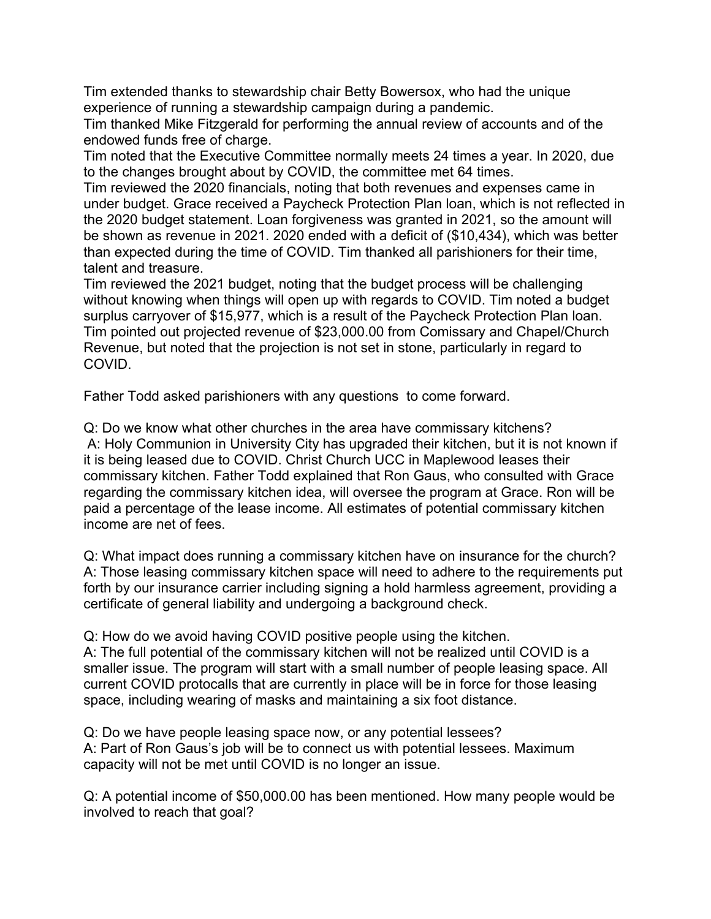Tim extended thanks to stewardship chair Betty Bowersox, who had the unique experience of running a stewardship campaign during a pandemic.

Tim thanked Mike Fitzgerald for performing the annual review of accounts and of the endowed funds free of charge.

Tim noted that the Executive Committee normally meets 24 times a year. In 2020, due to the changes brought about by COVID, the committee met 64 times.

Tim reviewed the 2020 financials, noting that both revenues and expenses came in under budget. Grace received a Paycheck Protection Plan loan, which is not reflected in the 2020 budget statement. Loan forgiveness was granted in 2021, so the amount will be shown as revenue in 2021. 2020 ended with a deficit of ($10,434), which was better than expected during the time of COVID. Tim thanked all parishioners for their time, talent and treasure.

Tim reviewed the 2021 budget, noting that the budget process will be challenging without knowing when things will open up with regards to COVID. Tim noted a budget surplus carryover of $15,977, which is a result of the Paycheck Protection Plan loan. Tim pointed out projected revenue of $23,000.00 from Comissary and Chapel/Church Revenue, but noted that the projection is not set in stone, particularly in regard to COVID.

Father Todd asked parishioners with any questions to come forward.

Q: Do we know what other churches in the area have commissary kitchens?
A: Holy Communion in University City has upgraded their kitchen, but it is not known if it is being leased due to COVID. Christ Church UCC in Maplewood leases their commissary kitchen. Father Todd explained that Ron Gaus, who consulted with Grace regarding the commissary kitchen idea, will oversee the program at Grace. Ron will be paid a percentage of the lease income. All estimates of potential commissary kitchen income are net of fees.

Q: What impact does running a commissary kitchen have on insurance for the church?
A: Those leasing commissary kitchen space will need to adhere to the requirements put forth by our insurance carrier including signing a hold harmless agreement, providing a certificate of general liability and undergoing a background check.

Q: How do we avoid having COVID positive people using the kitchen.
A: The full potential of the commissary kitchen will not be realized until COVID is a smaller issue. The program will start with a small number of people leasing space. All current COVID protocalls that are currently in place will be in force for those leasing space, including wearing of masks and maintaining a six foot distance.

Q: Do we have people leasing space now, or any potential lessees?
A: Part of Ron Gaus's job will be to connect us with potential lessees. Maximum capacity will not be met until COVID is no longer an issue.

Q: A potential income of $50,000.00 has been mentioned. How many people would be involved to reach that goal?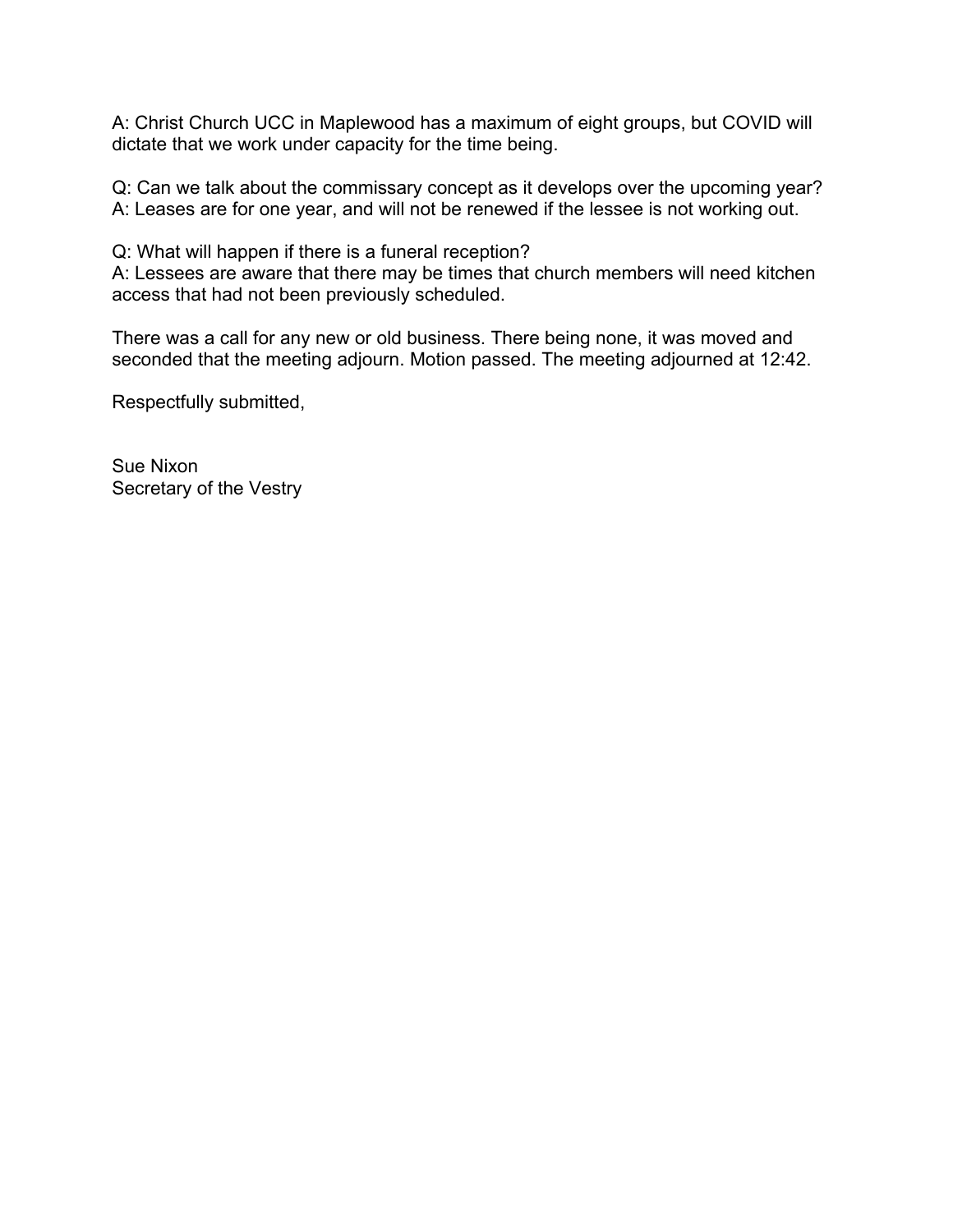A: Christ Church UCC in Maplewood has a maximum of eight groups, but COVID will dictate that we work under capacity for the time being.

Q: Can we talk about the commissary concept as it develops over the upcoming year?
A: Leases are for one year, and will not be renewed if the lessee is not working out.

Q: What will happen if there is a funeral reception?
A: Lessees are aware that there may be times that church members will need kitchen access that had not been previously scheduled.

There was a call for any new or old business. There being none, it was moved and seconded that the meeting adjourn. Motion passed. The meeting adjourned at 12:42.

Respectfully submitted,

Sue Nixon
Secretary of the Vestry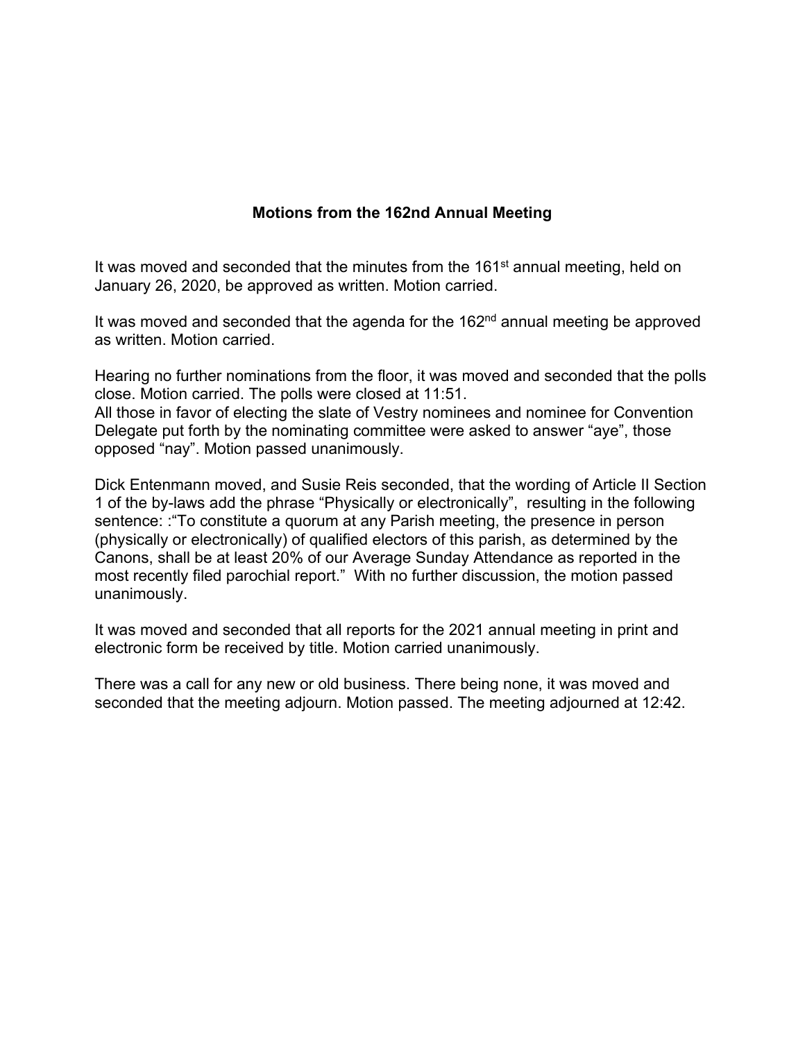## Motions from the 162nd Annual Meeting

It was moved and seconded that the minutes from the 161st annual meeting, held on January 26, 2020, be approved as written. Motion carried.

It was moved and seconded that the agenda for the 162nd annual meeting be approved as written. Motion carried.

Hearing no further nominations from the floor, it was moved and seconded that the polls close. Motion carried. The polls were closed at 11:51.
All those in favor of electing the slate of Vestry nominees and nominee for Convention Delegate put forth by the nominating committee were asked to answer "aye", those opposed "nay". Motion passed unanimously.

Dick Entenmann moved, and Susie Reis seconded, that the wording of Article II Section 1 of the by-laws add the phrase "Physically or electronically", resulting in the following sentence: :"To constitute a quorum at any Parish meeting, the presence in person (physically or electronically) of qualified electors of this parish, as determined by the Canons, shall be at least 20% of our Average Sunday Attendance as reported in the most recently filed parochial report." With no further discussion, the motion passed unanimously.

It was moved and seconded that all reports for the 2021 annual meeting in print and electronic form be received by title. Motion carried unanimously.

There was a call for any new or old business. There being none, it was moved and seconded that the meeting adjourn. Motion passed. The meeting adjourned at 12:42.